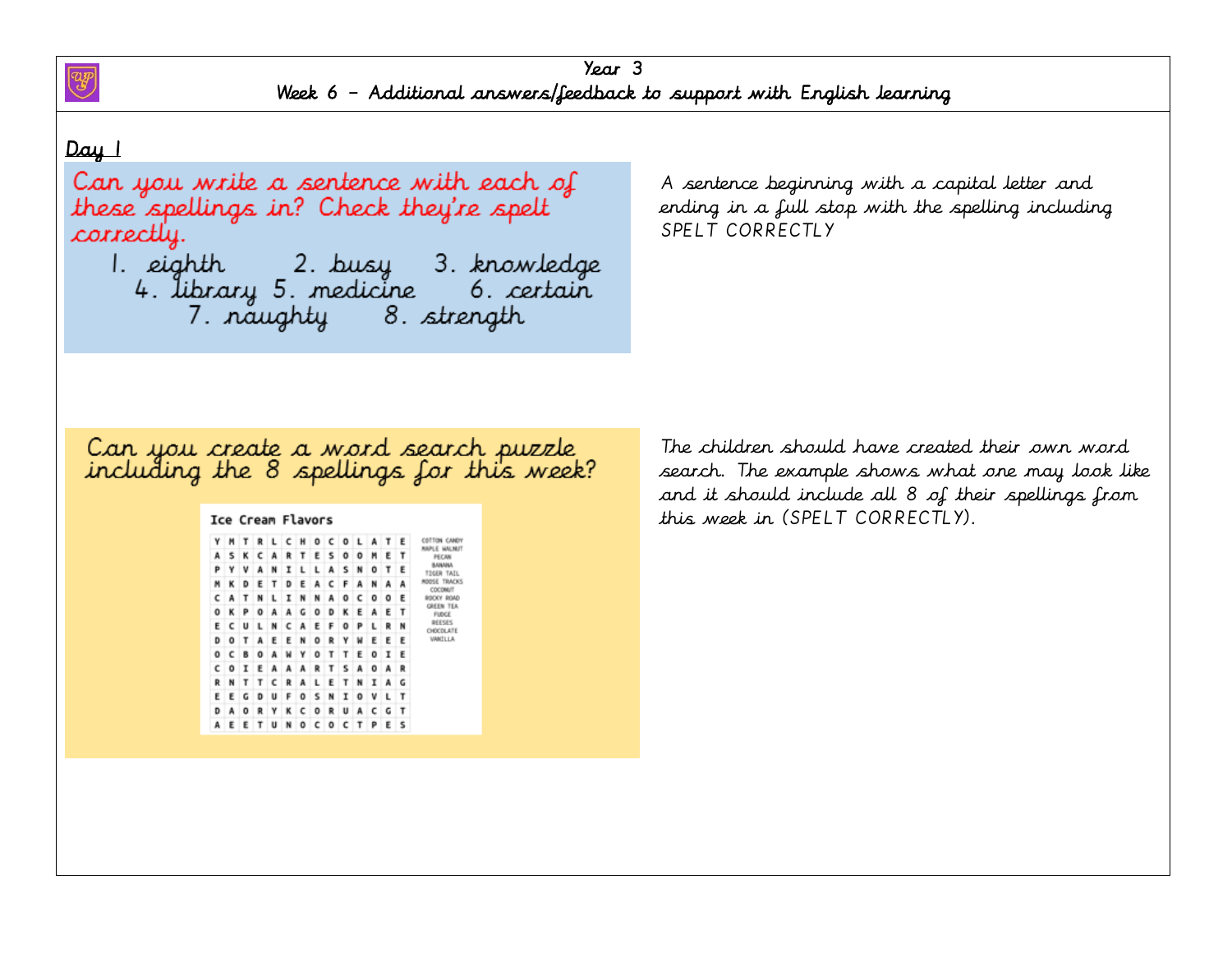# Year 3
## Week 6 – Additional answers/feedback to support with English learning

**Day 1**

Can you write a sentence with each of these spellings in? Check they're spelt correctly.

1. eighth
2. busy
3. knowledge
4. library
5. medicine
6. certain
7. naughty
8. strength

A sentence beginning with a capital letter and ending in a full stop with the spelling including SPELT CORRECTLY

Can you create a word search puzzle including the 8 spellings for this week?

**Ice Cream Flavors**

| | | | | | | | | | | | | | |
|---|---|---|---|---|---|---|---|---|---|---|---|---|---|
| Y | M | T | R | L | C | H | O | C | O | L | A | T | E |
| A | S | K | C | A | R | T | E | S | O | O | M | E | T |
| P | Y | V | A | N | I | L | L | A | S | N | O | T | E |
| M | K | D | E | T | D | E | A | C | F | A | N | A | A |
| C | A | T | N | L | I | N | N | A | O | C | O | O | E |
| O | K | P | O | A | A | G | O | D | K | E | A | E | T |
| E | C | U | L | N | C | A | E | F | O | P | L | R | N |
| D | O | T | A | E | E | N | O | R | Y | W | E | E | E |
| O | C | B | O | A | W | Y | O | T | T | E | O | I | E |
| C | O | I | E | A | A | A | R | T | S | A | O | A | R |
| R | N | T | T | C | R | A | L | E | T | N | I | A | G |
| E | E | G | D | U | F | O | S | N | I | O | V | L | T |
| D | A | O | R | Y | K | C | O | R | U | A | C | G | T |
| A | E | E | T | U | N | O | C | O | C | T | P | E | S |

COTTON CANDY
MAPLE WALNUT
PECAN
BANANA
TIGER TAIL
MOOSE TRACKS
COCONUT
ROCKY ROAD
GREEN TEA
FUDGE
REESES
CHOCOLATE
VANILLA

The children should have created their own word search. The example shows what one may look like and it should include all 8 of their spellings from this week in (SPELT CORRECTLY).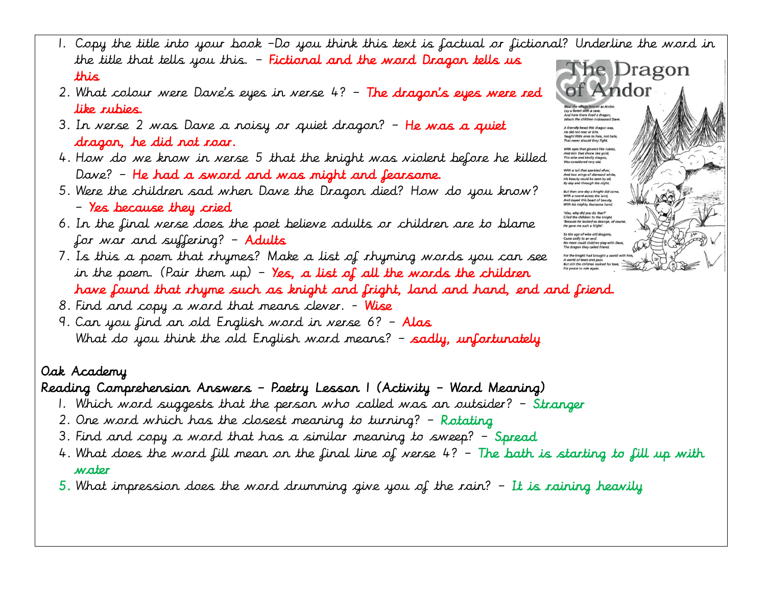1. Copy the title into your book –Do you think this text is factual or fictional? Underline the word in the title that tells you this. – Fictional and the word Dragon tells us this
2. What colour were Dave's eyes in verse 4? – The dragon's eyes were red like rubies.
3. In verse 2 was Dave a noisy or quiet dragon? – He was a quiet dragon, he did not roar.
4. How do we know in verse 5 that the knight was violent before he killed Dave? – He had a sword and was might and fearsome.
5. Were the children sad when Dave the Dragon died? How do you know? – Yes because they cried
6. In the final verse does the poet believe adults or children are to blame for war and suffering? – Adults
7. Is this a poem that rhymes? Make a list of rhyming words you can see in the poem. (Pair them up) – Yes, a list of all the words the children have found that rhyme such as knight and fright, land and hand, end and friend.
8. Find and copy a word that means clever. - Wise
9. Can you find an old English word in verse 6? – Alas
   What do you think the old English word means? – sadly, unfortunately

The Dragon of Andor

Near the village known as Andor,
Lay a forest with a cave.
And here there lived a dragon,
Whom the children nicknamed Dave.

A friendly beast this dragon was,
He did not roar or bite.
Taught little ones to love, not hate,
That never should they fight.

With eyes that glowed like rubies,
And skin that shone like gold,
This wise and kindly dragon,
Was considered very old.

With a tail that sparkled silver,
And two wings of diamond white,
His beauty could be seen by all,
By day and through the night.

But then one day a knight did come,
With a sword across the land,
And slayed this beast of beauty,
With his mighty, fearsome hand.

'Alas, why did you do that?'
Cried the children to the knight.
'Because he looked so strange, of course,
He gave me such a fright'.

So the age of wise old dragons,
Came sadly to an end.
No more could children play with Dave,
The dragon they called friend.

For the knight had brought a world with him,
A world of tears and pain.
But still the children looked for love,
For peace to rule again.

## Oak Academy

## Reading Comprehension Answers – Poetry Lesson 1 (Activity – Word Meaning)

1. Which word suggests that the person who called was an outsider? – Stranger
2. One word which has the closest meaning to turning? – Rotating
3. Find and copy a word that has a similar meaning to sweep? – Spread
4. What does the word fill mean on the final line of verse 4? – The bath is starting to fill up with water
5. What impression does the word drumming give you of the rain? – It is raining heavily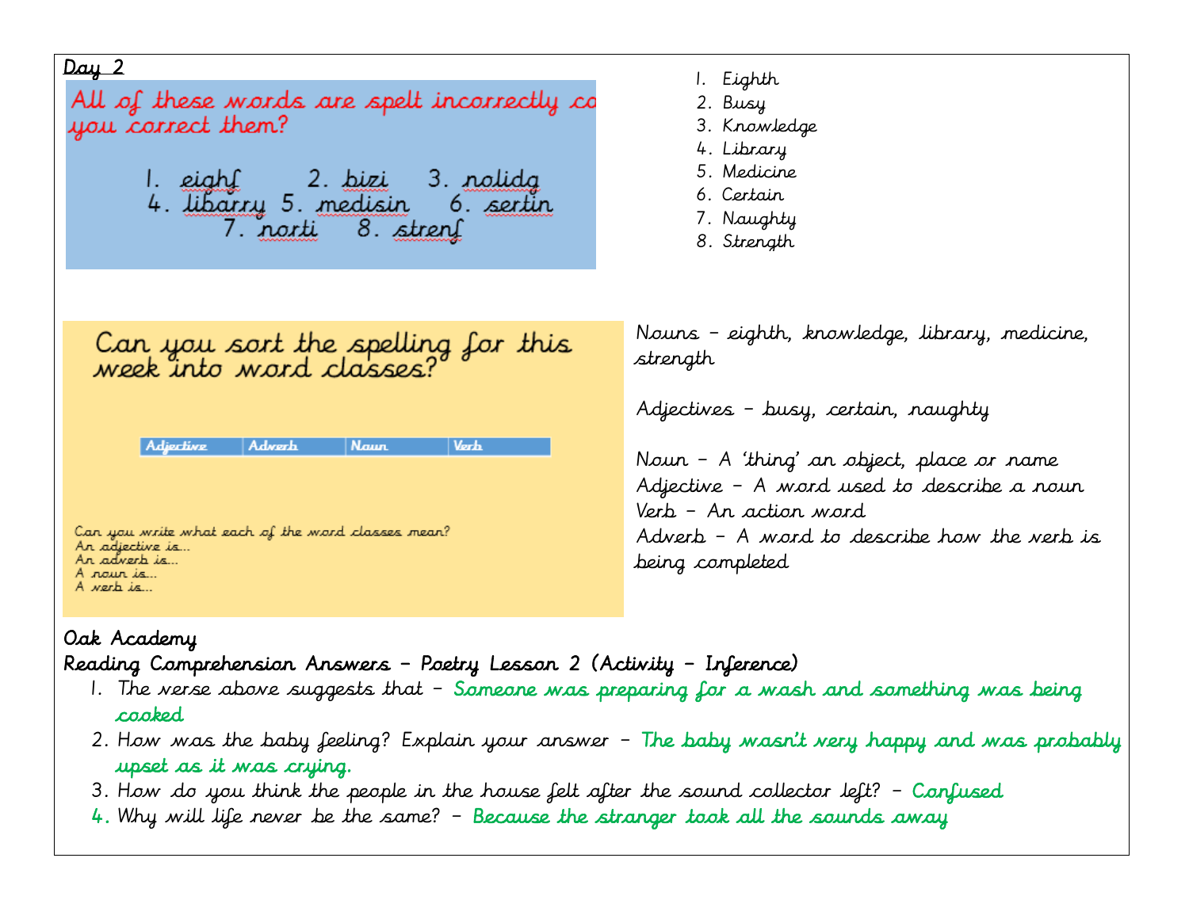Day 2

All of these words are spelt incorrectly ca you correct them?

1. eighf 2. bizi 3. nolidg
4. libarry 5. medisin 6. sertin
7. norti 8. strenf

1. Eighth
2. Busy
3. Knowledge
4. Library
5. Medicine
6. Certain
7. Naughty
8. Strength

Can you sort the spelling for this week into word classes?

| Adjective | Adverb | Noun | Verb |
|---|---|---|---|

Can you write what each of the word classes mean?
An adjective is...
An adverb is...
A noun is...
A verb is...

Nouns – eighth, knowledge, library, medicine, strength

Adjectives – busy, certain, naughty

Noun – A 'thing' an object, place or name
Adjective – A word used to describe a noun
Verb – An action word
Adverb – A word to describe how the verb is being completed

Oak Academy

Reading Comprehension Answers – Poetry Lesson 2 (Activity – Inference)

1. The verse above suggests that – Someone was preparing for a wash and something was being cooked
2. How was the baby feeling? Explain your answer – The baby wasn't very happy and was probably upset as it was crying.
3. How do you think the people in the house felt after the sound collector left? – Confused
4. Why will life never be the same? – Because the stranger took all the sounds away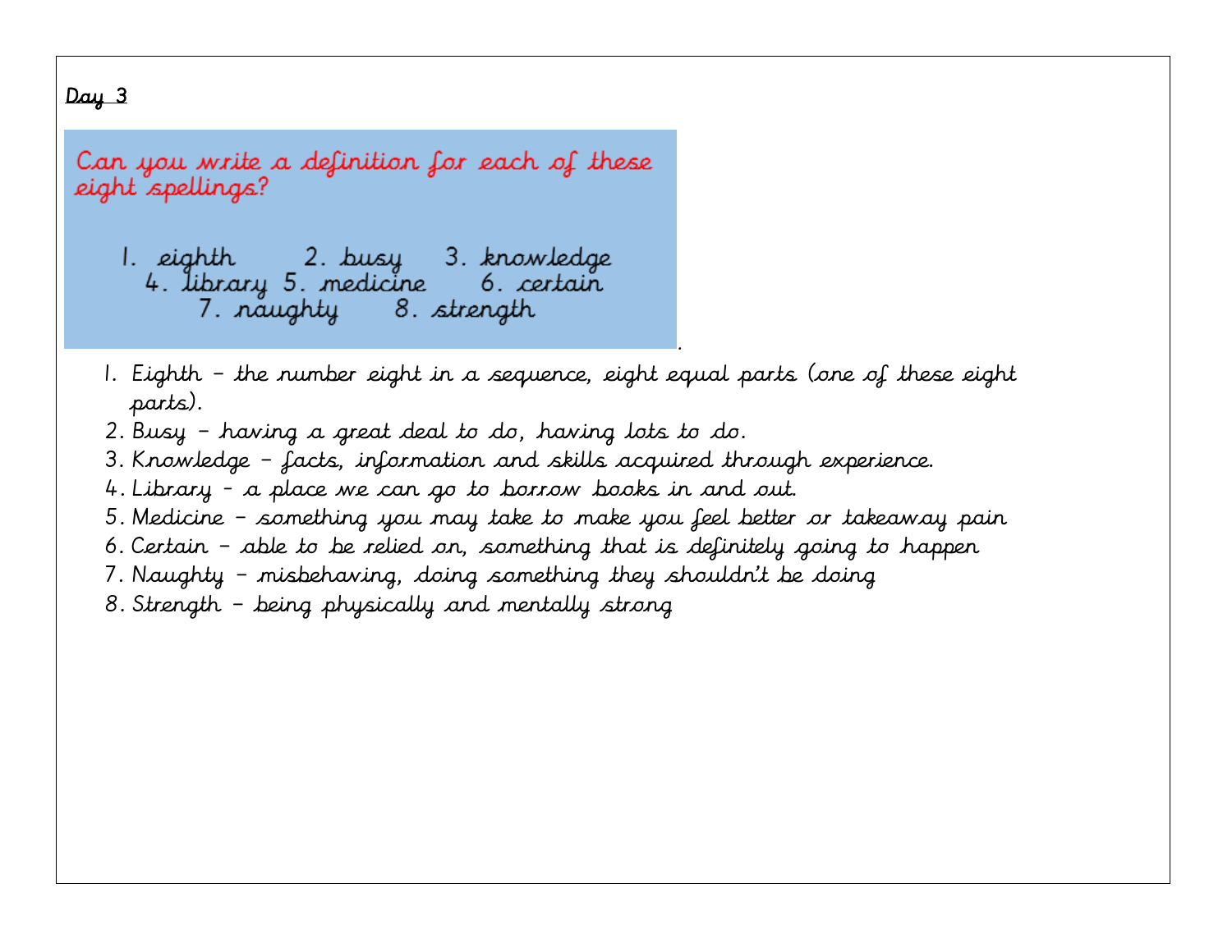Day 3

Can you write a definition for each of these eight spellings?

1. eighth 2. busy 3. knowledge
4. library 5. medicine 6. certain
7. naughty 8. strength

1. Eighth – the number eight in a sequence, eight equal parts (one of these eight parts).
2. Busy – having a great deal to do, having lots to do.
3. Knowledge – facts, information and skills acquired through experience.
4. Library - a place we can go to borrow books in and out.
5. Medicine – something you may take to make you feel better or takeaway pain
6. Certain – able to be relied on, something that is definitely going to happen
7. Naughty – misbehaving, doing something they shouldn't be doing
8. Strength – being physically and mentally strong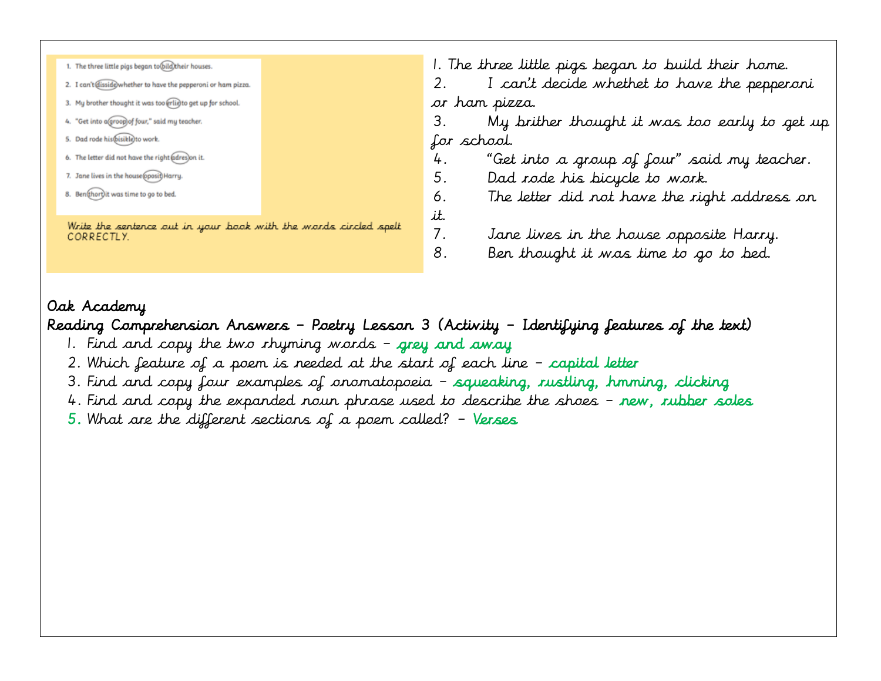1. The three little pigs began to (bild) their houses.
2. I can't (disside) whether to have the pepperoni or ham pizza.
3. My brother thought it was too (erlie) to get up for school.
4. "Get into a (groop) of four," said my teacher.
5. Dad rode his (bisikle) to work.
6. The letter did not have the right (adres) on it.
7. Jane lives in the house (oposit) Harry.
8. Ben (thort) it was time to go to bed.

Write the sentence out in your book with the words circled spelt CORRECTLY.

1. The three little pigs began to build their home.
2. I can't decide whethet to have the pepperoni or ham pizza.
3. My brither thought it was too early to get up for school.
4. "Get into a group of four" said my teacher.
5. Dad rode his bicycle to work.
6. The letter did not have the right address on it.
7. Jane lives in the house opposite Harry.
8. Ben thought it was time to go to bed.

**Oak Academy**

**Reading Comprehension Answers – Poetry Lesson 3 (Activity – Identifying features of the text)**

1. Find and copy the two rhyming words – grey and away
2. Which feature of a poem is needed at the start of each line – capital letter
3. Find and copy four examples of onomatopoeia – squeaking, rustling, hmming, clicking
4. Find and copy the expanded noun phrase used to describe the shoes – new, rubber soles
5. What are the different sections of a poem called? – Verses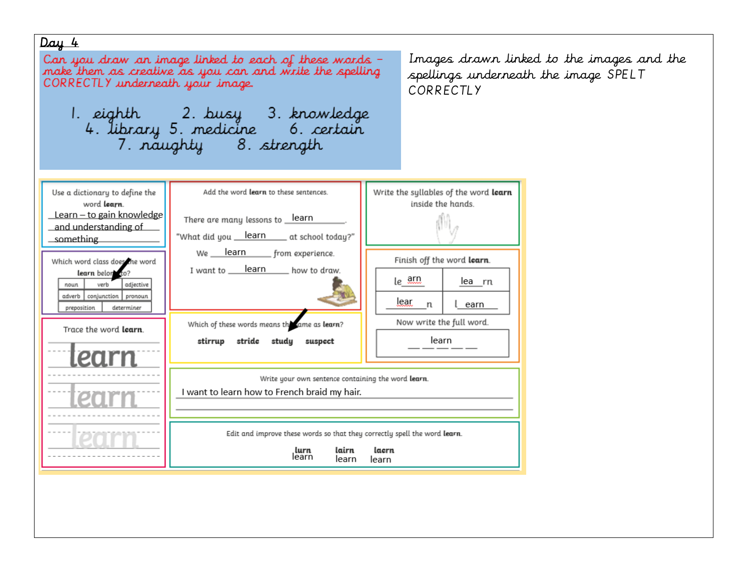## Day 4

Can you draw an image linked to each of these words – make them as creative as you can and write the spelling CORRECTLY underneath your image.

1. eighth 2. busy 3. knowledge
4. library 5. medicine 6. certain
7. naughty 8. strength

Images drawn linked to the images and the spellings underneath the image SPELT CORRECTLY

Use a dictionary to define the word **learn**.

Learn – to gain knowledge and understanding of something

Which word class does the word **learn** belong to?

| noun | verb | adjective |
|---|---|---|
| adverb | conjunction | pronoun |
| preposition | determiner | |

Trace the word **learn**.

learn
learn
learn

Add the word **learn** to these sentences.

There are many lessons to learn.

"What did you learn at school today?"

We learn from experience.

I want to learn how to draw.

Which of these words means the same as **learn**?

**stirrup** **stride** **study** **suspect**

Write the syllables of the word **learn** inside the hands.

Finish off the word **learn**.

| le arn | lea rn |
|---|---|
| lear n | l earn |

Now write the full word.

learn

Write your own sentence containing the word **learn**.

I want to learn how to French braid my hair.

Edit and improve these words so that they correctly spell the word **learn**.

**lurn** learn **lairn** learn **laern** learn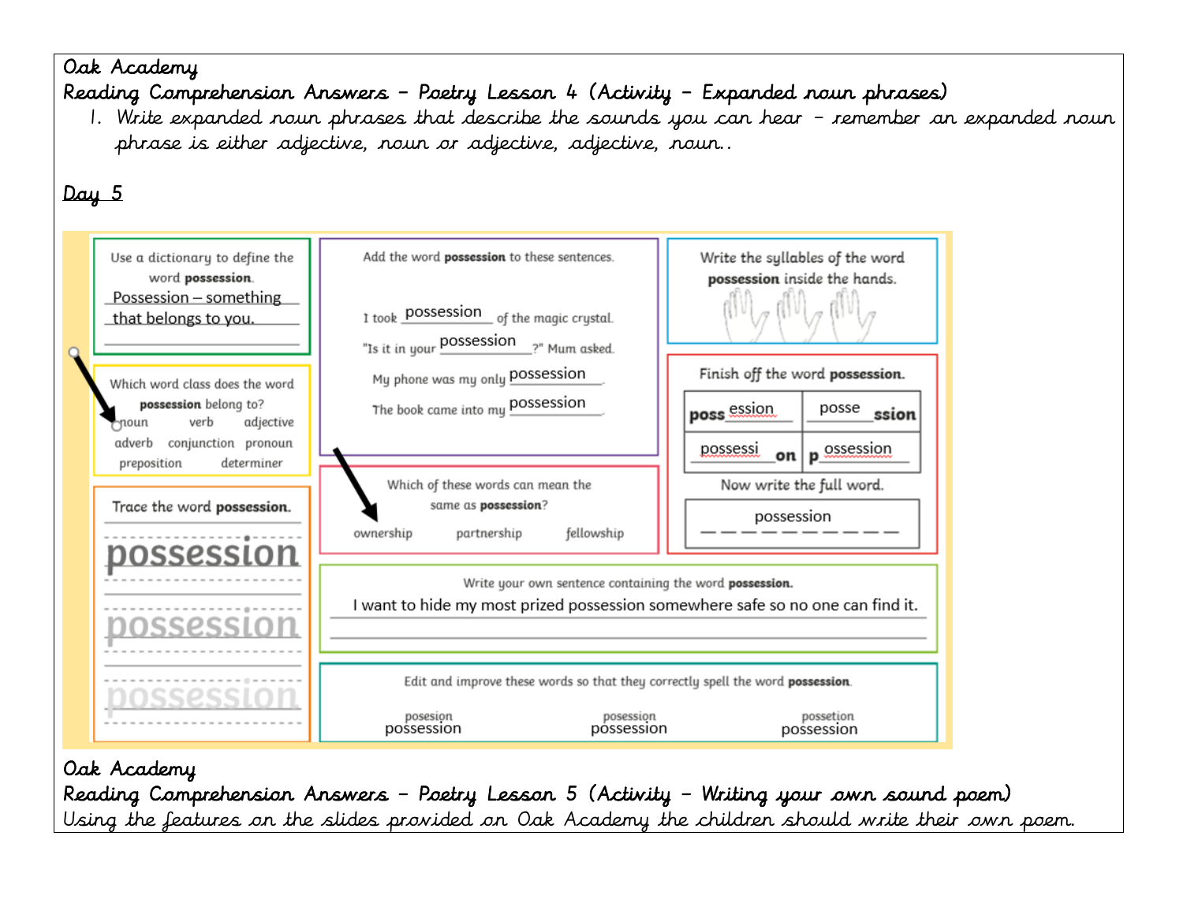Oak Academy

Reading Comprehension Answers – Poetry Lesson 4 (Activity – Expanded noun phrases)

1. Write expanded noun phrases that describe the sounds you can hear – remember an expanded noun phrase is either adjective, noun or adjective, adjective, noun..

Day 5

Use a dictionary to define the word **possession**.

Possession – something that belongs to you.

Which word class does the word **possession** belong to?

noun verb adjective adverb conjunction pronoun preposition determiner

Trace the word **possession**.

possession

possession

possession

Add the word **possession** to these sentences.

I took possession of the magic crystal.

"Is it in your possession?" Mum asked.

My phone was my only possession.

The book came into my possession.

Which of these words can mean the same as **possession**?

ownership partnership fellowship

Write the syllables of the word **possession** inside the hands.

Finish off the word **possession**.

| | |
|---|---|
| **poss** ession | posse **ssion** |
| possessi **on** | **p** ossession |

Now write the full word.

possession

Write your own sentence containing the word **possession**.

I want to hide my most prized possession somewhere safe so no one can find it.

Edit and improve these words so that they correctly spell the word **possession**.

posesion – possession

posession – possession

possetion – possession

Oak Academy

Reading Comprehension Answers – Poetry Lesson 5 (Activity – Writing your own sound poem)

Using the features on the slides provided on Oak Academy the children should write their own poem.